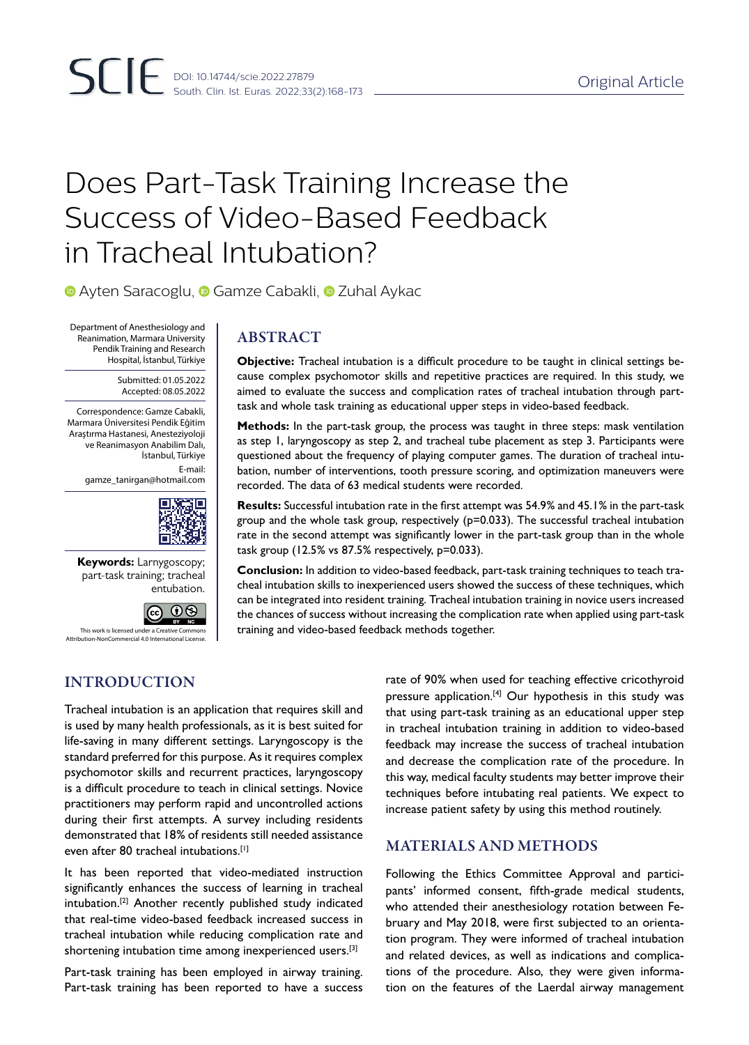Original Article

# Does Part-Task Training Increase the Success of Video-Based Feedback in Tracheal Intubation?

Ayten Saracoglu, Gamze Cabakli, Zuhal Aykac

Department of Anesthesiology and Reanimation, Marmara University Pendik Training and Research Hospital, İstanbul, Türkiye

Submitted: 01.05.2022
Accepted: 08.05.2022

Correspondence: Gamze Cabakli, Marmara Üniversitesi Pendik Eğitim Araştırma Hastanesi, Anesteziyoloji ve Reanimasyon Anabilim Dalı, İstanbul, Türkiye
E-mail: gamze_tanirgan@hotmail.com

**Keywords:** Larnygoscopy; part-task training; tracheal entubation.

This work is licensed under a Creative Commons Attribution-NonCommercial 4.0 International License.

## ABSTRACT

**Objective:** Tracheal intubation is a difficult procedure to be taught in clinical settings because complex psychomotor skills and repetitive practices are required. In this study, we aimed to evaluate the success and complication rates of tracheal intubation through part-task and whole task training as educational upper steps in video-based feedback.

**Methods:** In the part-task group, the process was taught in three steps: mask ventilation as step 1, laryngoscopy as step 2, and tracheal tube placement as step 3. Participants were questioned about the frequency of playing computer games. The duration of tracheal intubation, number of interventions, tooth pressure scoring, and optimization maneuvers were recorded. The data of 63 medical students were recorded.

**Results:** Successful intubation rate in the first attempt was 54.9% and 45.1% in the part-task group and the whole task group, respectively (p=0.033). The successful tracheal intubation rate in the second attempt was significantly lower in the part-task group than in the whole task group (12.5% vs 87.5% respectively, p=0.033).

**Conclusion:** In addition to video-based feedback, part-task training techniques to teach tracheal intubation skills to inexperienced users showed the success of these techniques, which can be integrated into resident training. Tracheal intubation training in novice users increased the chances of success without increasing the complication rate when applied using part-task training and video-based feedback methods together.

## INTRODUCTION

Tracheal intubation is an application that requires skill and is used by many health professionals, as it is best suited for life-saving in many different settings. Laryngoscopy is the standard preferred for this purpose. As it requires complex psychomotor skills and recurrent practices, laryngoscopy is a difficult procedure to teach in clinical settings. Novice practitioners may perform rapid and uncontrolled actions during their first attempts. A survey including residents demonstrated that 18% of residents still needed assistance even after 80 tracheal intubations.[1]

It has been reported that video-mediated instruction significantly enhances the success of learning in tracheal intubation.[2] Another recently published study indicated that real-time video-based feedback increased success in tracheal intubation while reducing complication rate and shortening intubation time among inexperienced users.[3]

Part-task training has been employed in airway training. Part-task training has been reported to have a success rate of 90% when used for teaching effective cricothyroid pressure application.[4] Our hypothesis in this study was that using part-task training as an educational upper step in tracheal intubation training in addition to video-based feedback may increase the success of tracheal intubation and decrease the complication rate of the procedure. In this way, medical faculty students may better improve their techniques before intubating real patients. We expect to increase patient safety by using this method routinely.

## MATERIALS AND METHODS

Following the Ethics Committee Approval and participants' informed consent, fifth-grade medical students, who attended their anesthesiology rotation between February and May 2018, were first subjected to an orientation program. They were informed of tracheal intubation and related devices, as well as indications and complications of the procedure. Also, they were given information on the features of the Laerdal airway management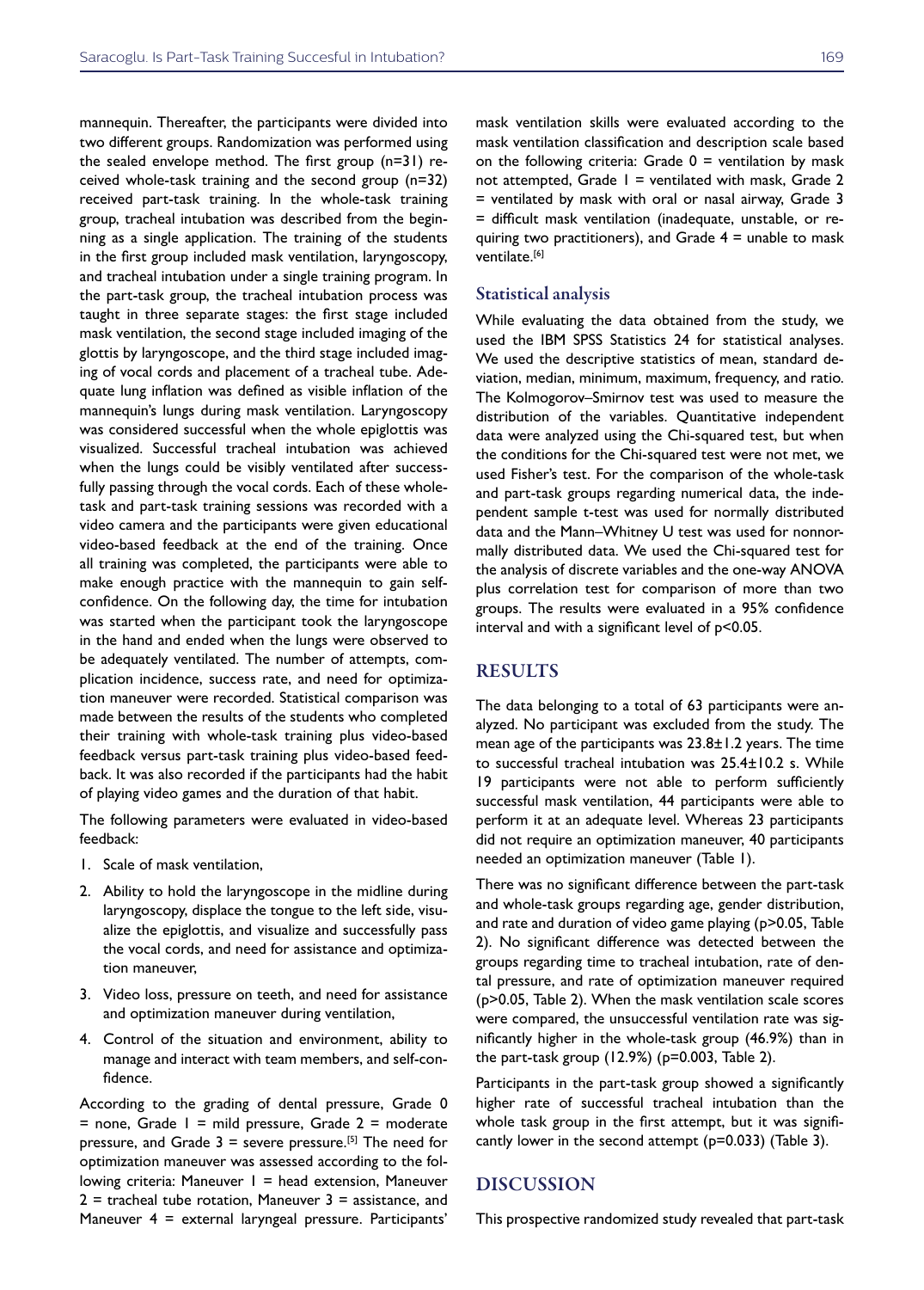mannequin. Thereafter, the participants were divided into two different groups. Randomization was performed using the sealed envelope method. The first group (n=31) received whole-task training and the second group (n=32) received part-task training. In the whole-task training group, tracheal intubation was described from the beginning as a single application. The training of the students in the first group included mask ventilation, laryngoscopy, and tracheal intubation under a single training program. In the part-task group, the tracheal intubation process was taught in three separate stages: the first stage included mask ventilation, the second stage included imaging of the glottis by laryngoscope, and the third stage included imaging of vocal cords and placement of a tracheal tube. Adequate lung inflation was defined as visible inflation of the mannequin's lungs during mask ventilation. Laryngoscopy was considered successful when the whole epiglottis was visualized. Successful tracheal intubation was achieved when the lungs could be visibly ventilated after successfully passing through the vocal cords. Each of these whole-task and part-task training sessions was recorded with a video camera and the participants were given educational video-based feedback at the end of the training. Once all training was completed, the participants were able to make enough practice with the mannequin to gain self-confidence. On the following day, the time for intubation was started when the participant took the laryngoscope in the hand and ended when the lungs were observed to be adequately ventilated. The number of attempts, complication incidence, success rate, and need for optimization maneuver were recorded. Statistical comparison was made between the results of the students who completed their training with whole-task training plus video-based feedback versus part-task training plus video-based feedback. It was also recorded if the participants had the habit of playing video games and the duration of that habit.

The following parameters were evaluated in video-based feedback:

1. Scale of mask ventilation,
2. Ability to hold the laryngoscope in the midline during laryngoscopy, displace the tongue to the left side, visualize the epiglottis, and visualize and successfully pass the vocal cords, and need for assistance and optimization maneuver,
3. Video loss, pressure on teeth, and need for assistance and optimization maneuver during ventilation,
4. Control of the situation and environment, ability to manage and interact with team members, and self-confidence.

According to the grading of dental pressure, Grade 0 = none, Grade 1 = mild pressure, Grade 2 = moderate pressure, and Grade 3 = severe pressure.[5] The need for optimization maneuver was assessed according to the following criteria: Maneuver 1 = head extension, Maneuver 2 = tracheal tube rotation, Maneuver 3 = assistance, and Maneuver 4 = external laryngeal pressure. Participants' mask ventilation skills were evaluated according to the mask ventilation classification and description scale based on the following criteria: Grade 0 = ventilation by mask not attempted, Grade 1 = ventilated with mask, Grade 2 = ventilated by mask with oral or nasal airway, Grade 3 = difficult mask ventilation (inadequate, unstable, or requiring two practitioners), and Grade 4 = unable to mask ventilate.[6]

### Statistical analysis

While evaluating the data obtained from the study, we used the IBM SPSS Statistics 24 for statistical analyses. We used the descriptive statistics of mean, standard deviation, median, minimum, maximum, frequency, and ratio. The Kolmogorov–Smirnov test was used to measure the distribution of the variables. Quantitative independent data were analyzed using the Chi-squared test, but when the conditions for the Chi-squared test were not met, we used Fisher's test. For the comparison of the whole-task and part-task groups regarding numerical data, the independent sample t-test was used for normally distributed data and the Mann–Whitney U test was used for nonnormally distributed data. We used the Chi-squared test for the analysis of discrete variables and the one-way ANOVA plus correlation test for comparison of more than two groups. The results were evaluated in a 95% confidence interval and with a significant level of $p<0.05$.

## RESULTS

The data belonging to a total of 63 participants were analyzed. No participant was excluded from the study. The mean age of the participants was 23.8±1.2 years. The time to successful tracheal intubation was 25.4±10.2 s. While 19 participants were not able to perform sufficiently successful mask ventilation, 44 participants were able to perform it at an adequate level. Whereas 23 participants did not require an optimization maneuver, 40 participants needed an optimization maneuver (Table 1).

There was no significant difference between the part-task and whole-task groups regarding age, gender distribution, and rate and duration of video game playing ($p>0.05$, Table 2). No significant difference was detected between the groups regarding time to tracheal intubation, rate of dental pressure, and rate of optimization maneuver required ($p>0.05$, Table 2). When the mask ventilation scale scores were compared, the unsuccessful ventilation rate was significantly higher in the whole-task group (46.9%) than in the part-task group (12.9%) ($p=0.003$, Table 2).

Participants in the part-task group showed a significantly higher rate of successful tracheal intubation than the whole task group in the first attempt, but it was significantly lower in the second attempt ($p=0.033$) (Table 3).

## DISCUSSION

This prospective randomized study revealed that part-task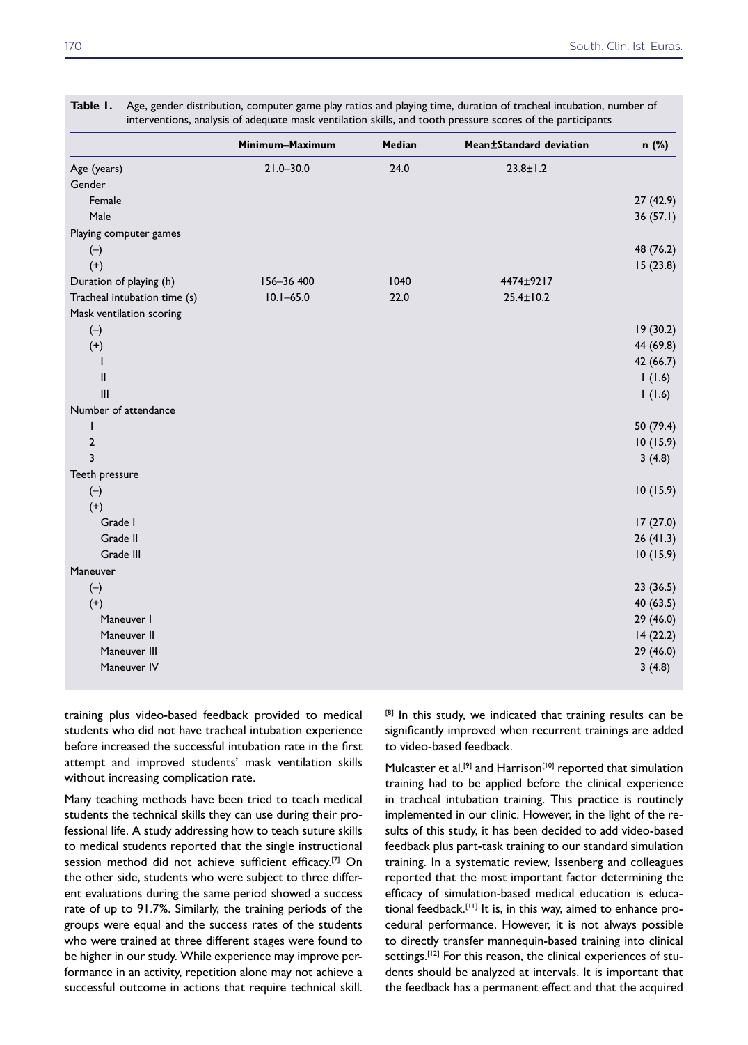**Table 1.** Age, gender distribution, computer game play ratios and playing time, duration of tracheal intubation, number of interventions, analysis of adequate mask ventilation skills, and tooth pressure scores of the participants

| | Minimum–Maximum | Median | Mean±Standard deviation | n (%) |
|---|---|---|---|---|
| Age (years) | 21.0–30.0 | 24.0 | 23.8±1.2 | |
| Gender | | | | |
| Female | | | | 27 (42.9) |
| Male | | | | 36 (57.1) |
| Playing computer games | | | | |
| (–) | | | | 48 (76.2) |
| (+) | | | | 15 (23.8) |
| Duration of playing (h) | 156–36 400 | 1040 | 4474±9217 | |
| Tracheal intubation time (s) | 10.1–65.0 | 22.0 | 25.4±10.2 | |
| Mask ventilation scoring | | | | |
| (–) | | | | 19 (30.2) |
| (+) | | | | 44 (69.8) |
| I | | | | 42 (66.7) |
| II | | | | 1 (1.6) |
| III | | | | 1 (1.6) |
| Number of attendance | | | | |
| 1 | | | | 50 (79.4) |
| 2 | | | | 10 (15.9) |
| 3 | | | | 3 (4.8) |
| Teeth pressure | | | | |
| (–) | | | | 10 (15.9) |
| (+) | | | | |
| Grade I | | | | 17 (27.0) |
| Grade II | | | | 26 (41.3) |
| Grade III | | | | 10 (15.9) |
| Maneuver | | | | |
| (–) | | | | 23 (36.5) |
| (+) | | | | 40 (63.5) |
| Maneuver I | | | | 29 (46.0) |
| Maneuver II | | | | 14 (22.2) |
| Maneuver III | | | | 29 (46.0) |
| Maneuver IV | | | | 3 (4.8) |

training plus video-based feedback provided to medical students who did not have tracheal intubation experience before increased the successful intubation rate in the first attempt and improved students' mask ventilation skills without increasing complication rate.

Many teaching methods have been tried to teach medical students the technical skills they can use during their professional life. A study addressing how to teach suture skills to medical students reported that the single instructional session method did not achieve sufficient efficacy.[7] On the other side, students who were subject to three different evaluations during the same period showed a success rate of up to 91.7%. Similarly, the training periods of the groups were equal and the success rates of the students who were trained at three different stages were found to be higher in our study. While experience may improve performance in an activity, repetition alone may not achieve a successful outcome in actions that require technical skill.[8] In this study, we indicated that training results can be significantly improved when recurrent trainings are added to video-based feedback.

Mulcaster et al.[9] and Harrison[10] reported that simulation training had to be applied before the clinical experience in tracheal intubation training. This practice is routinely implemented in our clinic. However, in the light of the results of this study, it has been decided to add video-based feedback plus part-task training to our standard simulation training. In a systematic review, Issenberg and colleagues reported that the most important factor determining the efficacy of simulation-based medical education is educational feedback.[11] It is, in this way, aimed to enhance procedural performance. However, it is not always possible to directly transfer mannequin-based training into clinical settings.[12] For this reason, the clinical experiences of students should be analyzed at intervals. It is important that the feedback has a permanent effect and that the acquired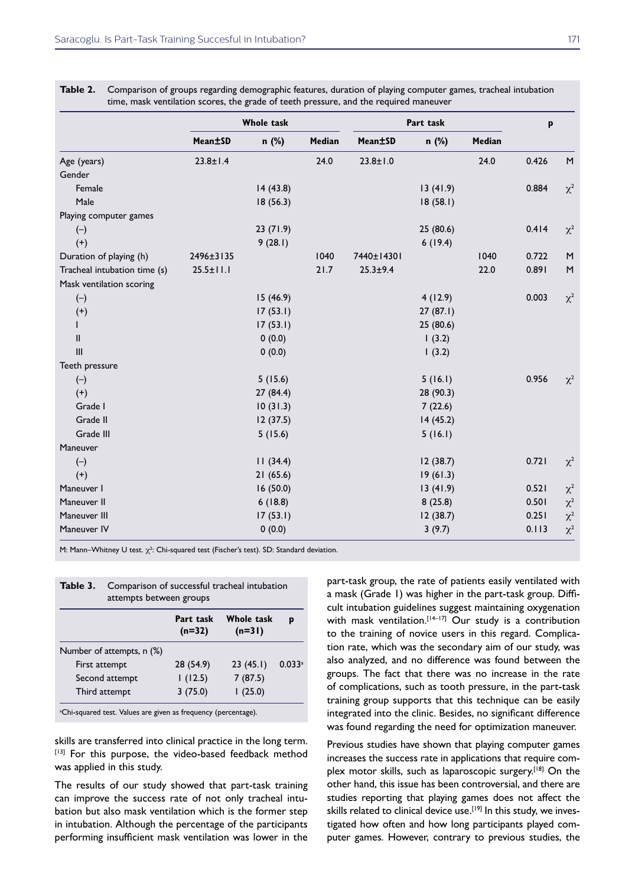**Table 2.** Comparison of groups regarding demographic features, duration of playing computer games, tracheal intubation time, mask ventilation scores, the grade of teeth pressure, and the required maneuver

| | Whole task | | | Part task | | | p | |
|---|---|---|---|---|---|---|---|---|
| | Mean±SD | n (%) | Median | Mean±SD | n (%) | Median | | |
| Age (years) | 23.8±1.4 | | 24.0 | 23.8±1.0 | | 24.0 | 0.426 | M |
| Gender | | | | | | | | |
| Female | | 14 (43.8) | | | 13 (41.9) | | 0.884 | $\chi^2$ |
| Male | | 18 (56.3) | | | 18 (58.1) | | | |
| Playing computer games | | | | | | | | |
| (–) | | 23 (71.9) | | | 25 (80.6) | | 0.414 | $\chi^2$ |
| (+) | | 9 (28.1) | | | 6 (19.4) | | | |
| Duration of playing (h) | 2496±3135 | | 1040 | 7440±14301 | | 1040 | 0.722 | M |
| Tracheal intubation time (s) | 25.5±11.1 | | 21.7 | 25.3±9.4 | | 22.0 | 0.891 | M |
| Mask ventilation scoring | | | | | | | | |
| (–) | | 15 (46.9) | | | 4 (12.9) | | 0.003 | $\chi^2$ |
| (+) | | 17 (53.1) | | | 27 (87.1) | | | |
| I | | 17 (53.1) | | | 25 (80.6) | | | |
| II | | 0 (0.0) | | | 1 (3.2) | | | |
| III | | 0 (0.0) | | | 1 (3.2) | | | |
| Teeth pressure | | | | | | | | |
| (–) | | 5 (15.6) | | | 5 (16.1) | | 0.956 | $\chi^2$ |
| (+) | | 27 (84.4) | | | 28 (90.3) | | | |
| Grade I | | 10 (31.3) | | | 7 (22.6) | | | |
| Grade II | | 12 (37.5) | | | 14 (45.2) | | | |
| Grade III | | 5 (15.6) | | | 5 (16.1) | | | |
| Maneuver | | | | | | | | |
| (–) | | 11 (34.4) | | | 12 (38.7) | | 0.721 | $\chi^2$ |
| (+) | | 21 (65.6) | | | 19 (61.3) | | | |
| Maneuver I | | 16 (50.0) | | | 13 (41.9) | | 0.521 | $\chi^2$ |
| Maneuver II | | 6 (18.8) | | | 8 (25.8) | | 0.501 | $\chi^2$ |
| Maneuver III | | 17 (53.1) | | | 12 (38.7) | | 0.251 | $\chi^2$ |
| Maneuver IV | | 0 (0.0) | | | 3 (9.7) | | 0.113 | $\chi^2$ |

M: Mann–Whitney U test. $\chi^2$: Chi-squared test (Fischer's test). SD: Standard deviation.

**Table 3.** Comparison of successful tracheal intubation attempts between groups

| | Part task (n=32) | Whole task (n=31) | p |
|---|---|---|---|
| Number of attempts, n (%) | | | |
| First attempt | 28 (54.9) | 23 (45.1) | 0.033[a] |
| Second attempt | 1 (12.5) | 7 (87.5) | |
| Third attempt | 3 (75.0) | 1 (25.0) | |

[a]Chi-squared test. Values are given as frequency (percentage).

skills are transferred into clinical practice in the long term.[13] For this purpose, the video-based feedback method was applied in this study.

The results of our study showed that part-task training can improve the success rate of not only tracheal intubation but also mask ventilation which is the former step in intubation. Although the percentage of the participants performing insufficient mask ventilation was lower in the part-task group, the rate of patients easily ventilated with a mask (Grade 1) was higher in the part-task group. Difficult intubation guidelines suggest maintaining oxygenation with mask ventilation.[14–17] Our study is a contribution to the training of novice users in this regard. Complication rate, which was the secondary aim of our study, was also analyzed, and no difference was found between the groups. The fact that there was no increase in the rate of complications, such as tooth pressure, in the part-task training group supports that this technique can be easily integrated into the clinic. Besides, no significant difference was found regarding the need for optimization maneuver.

Previous studies have shown that playing computer games increases the success rate in applications that require complex motor skills, such as laparoscopic surgery.[18] On the other hand, this issue has been controversial, and there are studies reporting that playing games does not affect the skills related to clinical device use.[19] In this study, we investigated how often and how long participants played computer games. However, contrary to previous studies, the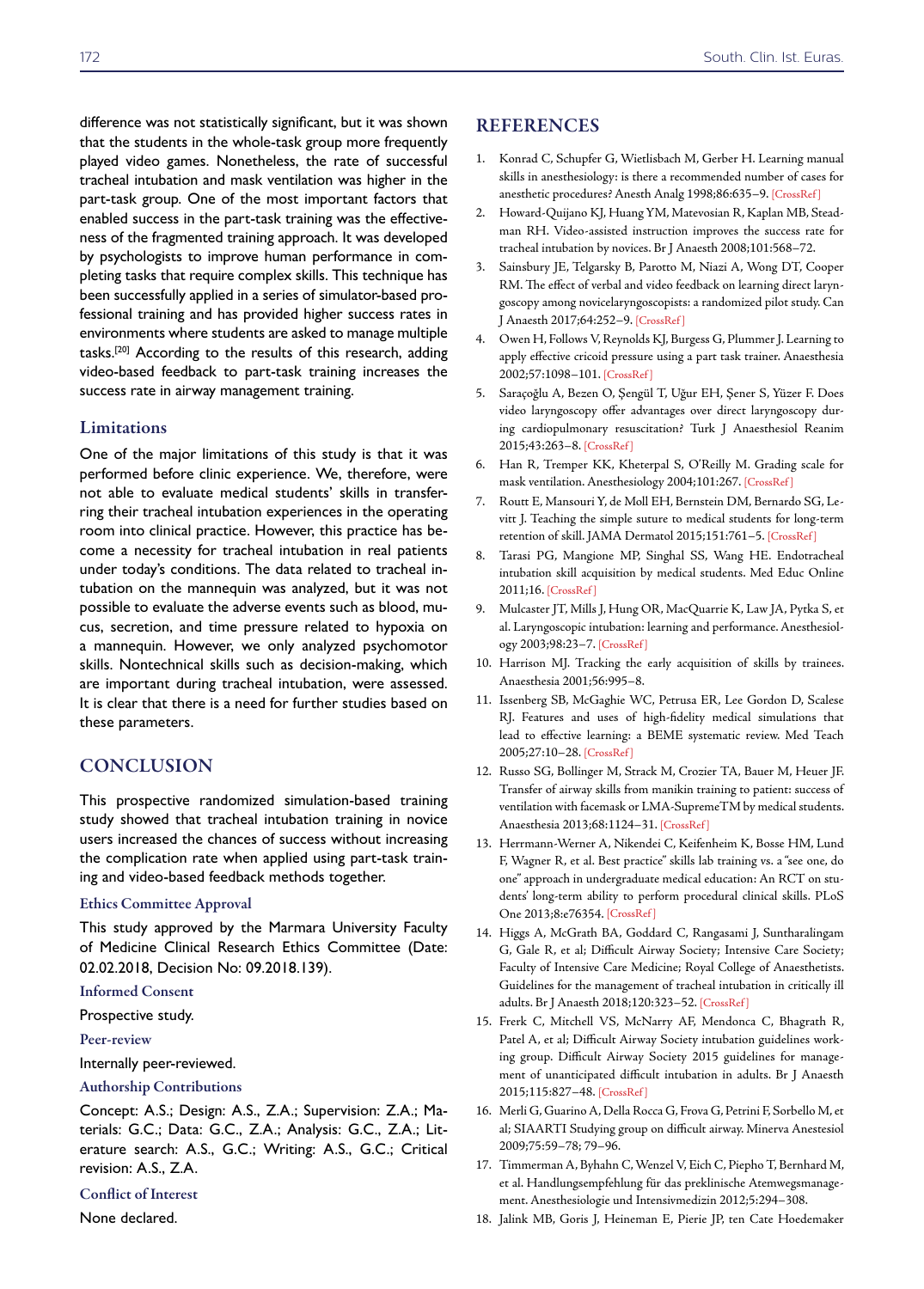difference was not statistically significant, but it was shown that the students in the whole-task group more frequently played video games. Nonetheless, the rate of successful tracheal intubation and mask ventilation was higher in the part-task group. One of the most important factors that enabled success in the part-task training was the effectiveness of the fragmented training approach. It was developed by psychologists to improve human performance in completing tasks that require complex skills. This technique has been successfully applied in a series of simulator-based professional training and has provided higher success rates in environments where students are asked to manage multiple tasks.[20] According to the results of this research, adding video-based feedback to part-task training increases the success rate in airway management training.

### Limitations

One of the major limitations of this study is that it was performed before clinic experience. We, therefore, were not able to evaluate medical students' skills in transferring their tracheal intubation experiences in the operating room into clinical practice. However, this practice has become a necessity for tracheal intubation in real patients under today's conditions. The data related to tracheal intubation on the mannequin was analyzed, but it was not possible to evaluate the adverse events such as blood, mucus, secretion, and time pressure related to hypoxia on a mannequin. However, we only analyzed psychomotor skills. Nontechnical skills such as decision-making, which are important during tracheal intubation, were assessed. It is clear that there is a need for further studies based on these parameters.

## CONCLUSION

This prospective randomized simulation-based training study showed that tracheal intubation training in novice users increased the chances of success without increasing the complication rate when applied using part-task training and video-based feedback methods together.

### Ethics Committee Approval

This study approved by the Marmara University Faculty of Medicine Clinical Research Ethics Committee (Date: 02.02.2018, Decision No: 09.2018.139).

### Informed Consent

Prospective study.

### Peer-review

Internally peer-reviewed.

### Authorship Contributions

Concept: A.S.; Design: A.S., Z.A.; Supervision: Z.A.; Materials: G.C.; Data: G.C., Z.A.; Analysis: G.C., Z.A.; Literature search: A.S., G.C.; Writing: A.S., G.C.; Critical revision: A.S., Z.A.

### Conflict of Interest

None declared.

## REFERENCES

1. Konrad C, Schupfer G, Wietlisbach M, Gerber H. Learning manual skills in anesthesiology: is there a recommended number of cases for anesthetic procedures? Anesth Analg 1998;86:635–9. [CrossRef]
2. Howard-Quijano KJ, Huang YM, Matevosian R, Kaplan MB, Steadman RH. Video-assisted instruction improves the success rate for tracheal intubation by novices. Br J Anaesth 2008;101:568–72.
3. Sainsbury JE, Telgarsky B, Parotto M, Niazi A, Wong DT, Cooper RM. The effect of verbal and video feedback on learning direct laryngoscopy among novicelaryngoscopists: a randomized pilot study. Can J Anaesth 2017;64:252–9. [CrossRef]
4. Owen H, Follows V, Reynolds KJ, Burgess G, Plummer J. Learning to apply effective cricoid pressure using a part task trainer. Anaesthesia 2002;57:1098–101. [CrossRef]
5. Saraçoğlu A, Bezen O, Şengül T, Uğur EH, Şener S, Yüzer F. Does video laryngoscopy offer advantages over direct laryngoscopy during cardiopulmonary resuscitation? Turk J Anaesthesiol Reanim 2015;43:263–8. [CrossRef]
6. Han R, Tremper KK, Kheterpal S, O'Reilly M. Grading scale for mask ventilation. Anesthesiology 2004;101:267. [CrossRef]
7. Routt E, Mansouri Y, de Moll EH, Bernstein DM, Bernardo SG, Levitt J. Teaching the simple suture to medical students for long-term retention of skill. JAMA Dermatol 2015;151:761–5. [CrossRef]
8. Tarasi PG, Mangione MP, Singhal SS, Wang HE. Endotracheal intubation skill acquisition by medical students. Med Educ Online 2011;16. [CrossRef]
9. Mulcaster JT, Mills J, Hung OR, MacQuarrie K, Law JA, Pytka S, et al. Laryngoscopic intubation: learning and performance. Anesthesiology 2003;98:23–7. [CrossRef]
10. Harrison MJ. Tracking the early acquisition of skills by trainees. Anaesthesia 2001;56:995–8.
11. Issenberg SB, McGaghie WC, Petrusa ER, Lee Gordon D, Scalese RJ. Features and uses of high-fidelity medical simulations that lead to effective learning: a BEME systematic review. Med Teach 2005;27:10–28. [CrossRef]
12. Russo SG, Bollinger M, Strack M, Crozier TA, Bauer M, Heuer JF. Transfer of airway skills from manikin training to patient: success of ventilation with facemask or LMA-SupremeTM by medical students. Anaesthesia 2013;68:1124–31. [CrossRef]
13. Herrmann-Werner A, Nikendei C, Keifenheim K, Bosse HM, Lund F, Wagner R, et al. Best practice" skills lab training vs. a "see one, do one" approach in undergraduate medical education: An RCT on students' long-term ability to perform procedural clinical skills. PLoS One 2013;8:e76354. [CrossRef]
14. Higgs A, McGrath BA, Goddard C, Rangasami J, Suntharalingam G, Gale R, et al; Difficult Airway Society; Intensive Care Society; Faculty of Intensive Care Medicine; Royal College of Anaesthetists. Guidelines for the management of tracheal intubation in critically ill adults. Br J Anaesth 2018;120:323–52. [CrossRef]
15. Frerk C, Mitchell VS, McNarry AF, Mendonca C, Bhagrath R, Patel A, et al; Difficult Airway Society intubation guidelines working group. Difficult Airway Society 2015 guidelines for management of unanticipated difficult intubation in adults. Br J Anaesth 2015;115:827–48. [CrossRef]
16. Merli G, Guarino A, Della Rocca G, Frova G, Petrini F, Sorbello M, et al; SIAARTI Studying group on difficult airway. Minerva Anestesiol 2009;75:59–78; 79–96.
17. Timmerman A, Byhahn C, Wenzel V, Eich C, Piepho T, Bernhard M, et al. Handlungsempfehlung für das preklinische Atemwegsmanagement. Anesthesiologie und Intensivmedizin 2012;5:294–308.
18. Jalink MB, Goris J, Heineman E, Pierie JP, ten Cate Hoedemaker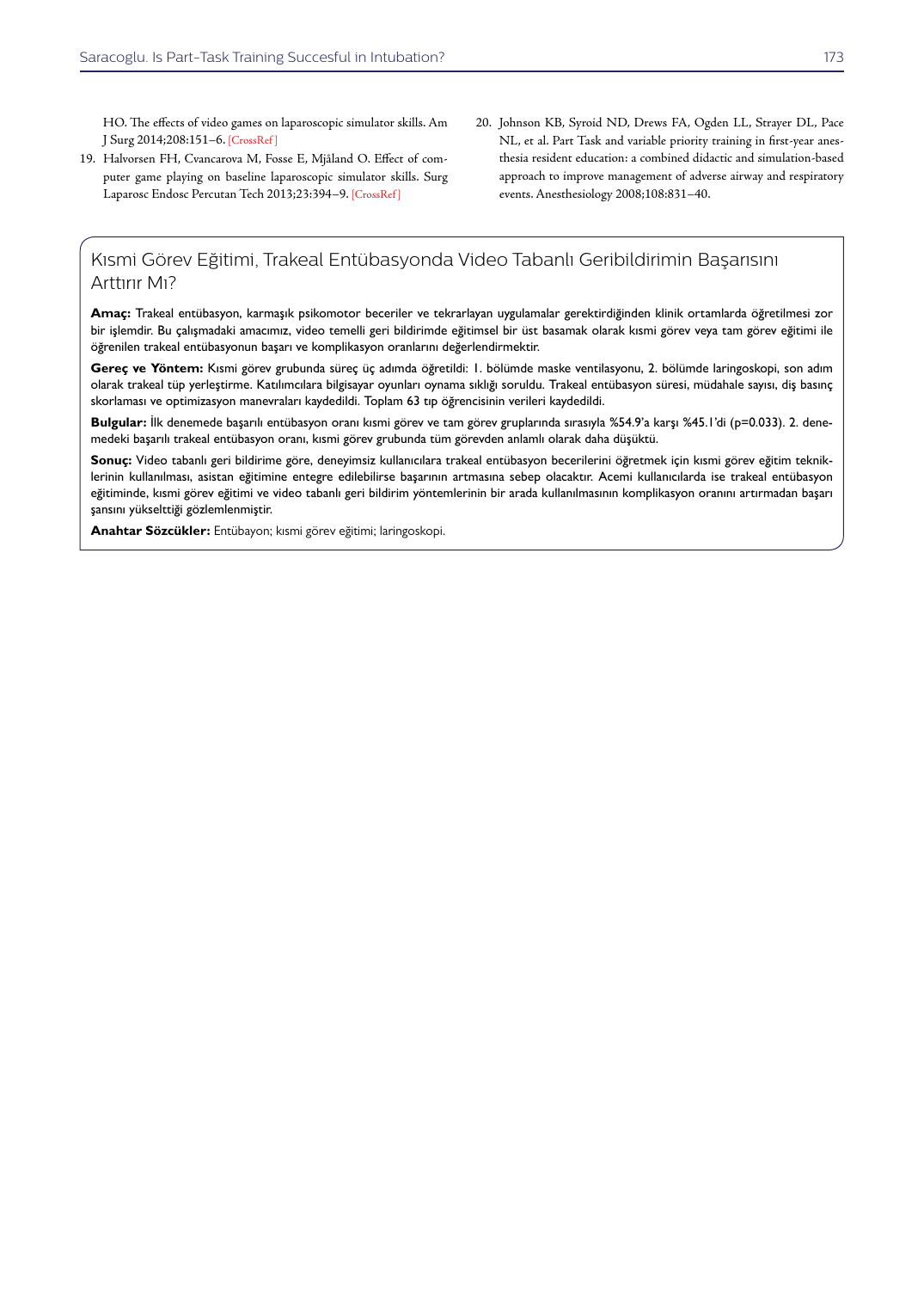HO. The effects of video games on laparoscopic simulator skills. Am J Surg 2014;208:151–6. [CrossRef]

19. Halvorsen FH, Cvancarova M, Fosse E, Mjåland O. Effect of computer game playing on baseline laparoscopic simulator skills. Surg Laparosc Endosc Percutan Tech 2013;23:394–9. [CrossRef]

20. Johnson KB, Syroid ND, Drews FA, Ogden LL, Strayer DL, Pace NL, et al. Part Task and variable priority training in first-year anesthesia resident education: a combined didactic and simulation-based approach to improve management of adverse airway and respiratory events. Anesthesiology 2008;108:831–40.

## Kısmi Görev Eğitimi, Trakeal Entübasyonda Video Tabanlı Geribildirimin Başarısını Arttırır Mı?

**Amaç:** Trakeal entübasyon, karmaşık psikomotor beceriler ve tekrarlayan uygulamalar gerektirdiğinden klinik ortamlarda öğretilmesi zor bir işlemdir. Bu çalışmadaki amacımız, video temelli geri bildirimde eğitimsel bir üst basamak olarak kısmi görev veya tam görev eğitimi ile öğrenilen trakeal entübasyonun başarı ve komplikasyon oranlarını değerlendirmektir.

**Gereç ve Yöntem:** Kısmi görev grubunda süreç üç adımda öğretildi: 1. bölümde maske ventilasyonu, 2. bölümde laringoskopi, son adım olarak trakeal tüp yerleştirme. Katılımcılara bilgisayar oyunları oynama sıklığı soruldu. Trakeal entübasyon süresi, müdahale sayısı, diş basınç skorlaması ve optimizasyon manevraları kaydedildi. Toplam 63 tıp öğrencisinin verileri kaydedildi.

**Bulgular:** İlk denemede başarılı entübasyon oranı kısmi görev ve tam görev gruplarında sırasıyla %54.9'a karşı %45.1'di (p=0.033). 2. denemedeki başarılı trakeal entübasyon oranı, kısmi görev grubunda tüm görevden anlamlı olarak daha düşüktü.

**Sonuç:** Video tabanlı geri bildirime göre, deneyimsiz kullanıcılara trakeal entübasyon becerilerini öğretmek için kısmi görev eğitim tekniklerinin kullanılması, asistan eğitimine entegre edilebilirse başarının artmasına sebep olacaktır. Acemi kullanıcılarda ise trakeal entübasyon eğitiminde, kısmi görev eğitimi ve video tabanlı geri bildirim yöntemlerinin bir arada kullanılmasının komplikasyon oranını artırmadan başarı şansını yükselttiği gözlemlenmiştir.

**Anahtar Sözcükler:** Entübayon; kısmi görev eğitimi; laringoskopi.